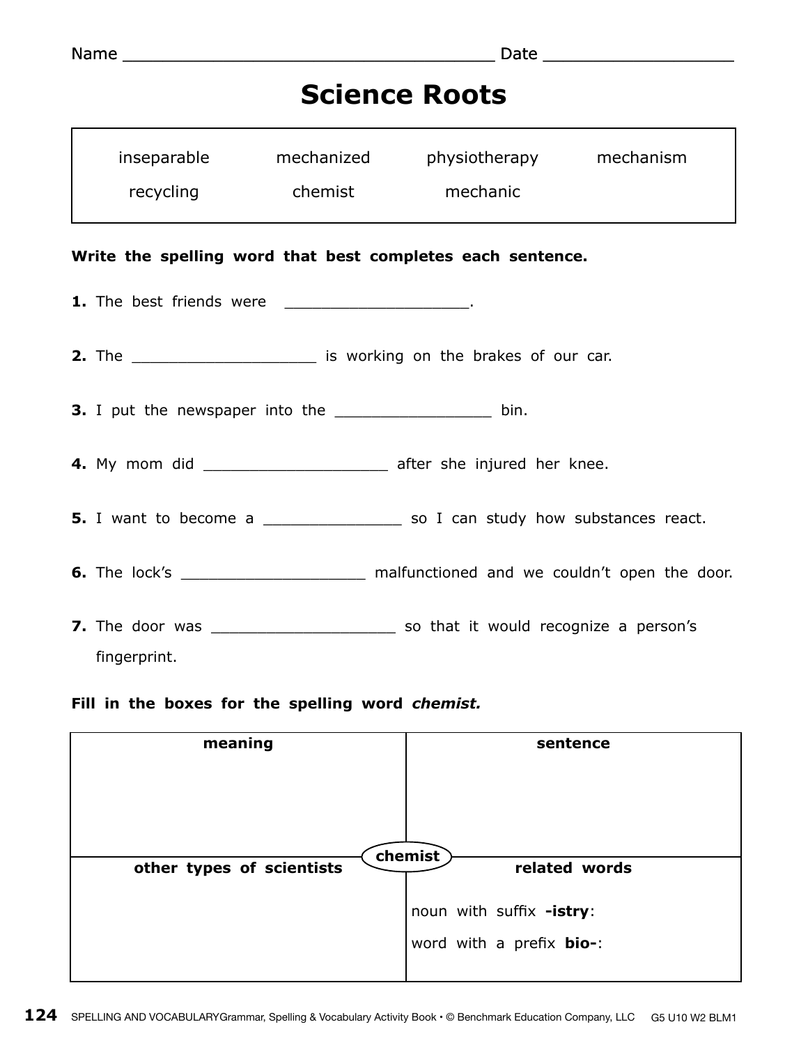Name ______________________________________ Date ____________________

# Science Roots

| | | | |
|---|---|---|---|
| inseparable | mechanized | physiotherapy | mechanism |
| recycling | chemist | mechanic | |

**Write the spelling word that best completes each sentence.**

**1.** The best friends were ____________________.

**2.** The ____________________ is working on the brakes of our car.

**3.** I put the newspaper into the _________________ bin.

**4.** My mom did ____________________ after she injured her knee.

**5.** I want to become a _______________ so I can study how substances react.

**6.** The lock's ____________________ malfunctioned and we couldn't open the door.

**7.** The door was ____________________ so that it would recognize a person's fingerprint.

**Fill in the boxes for the spelling word *chemist.***

| **meaning** | **sentence** |
|---|---|
| | |
| **other types of scientists** | **related words** |
| | noun with suffix **-istry**: <br> word with a prefix **bio-**: |

**chemist**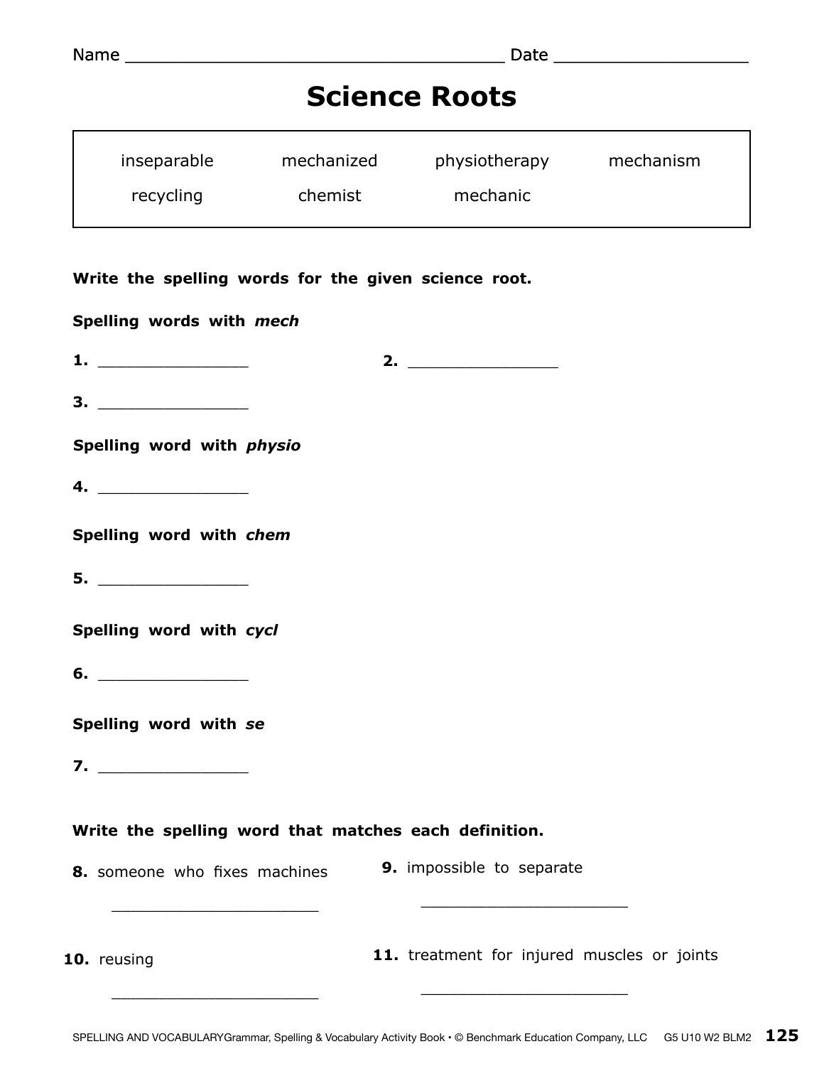Name ______________________________________ Date ___________________

# Science Roots

| | | | |
|---|---|---|---|
| inseparable | mechanized | physiotherapy | mechanism |
| recycling | chemist | mechanic | |

**Write the spelling words for the given science root.**

**Spelling words with *mech***

**1.** _______________ **2.** _______________

**3.** _______________

**Spelling word with *physio***

**4.** _______________

**Spelling word with *chem***

**5.** _______________

**Spelling word with *cycl***

**6.** _______________

**Spelling word with *se***

**7.** _______________

**Write the spelling word that matches each definition.**

**8.** someone who fixes machines

_____________________

**9.** impossible to separate

_____________________

**10.** reusing

_____________________

**11.** treatment for injured muscles or joints

_____________________